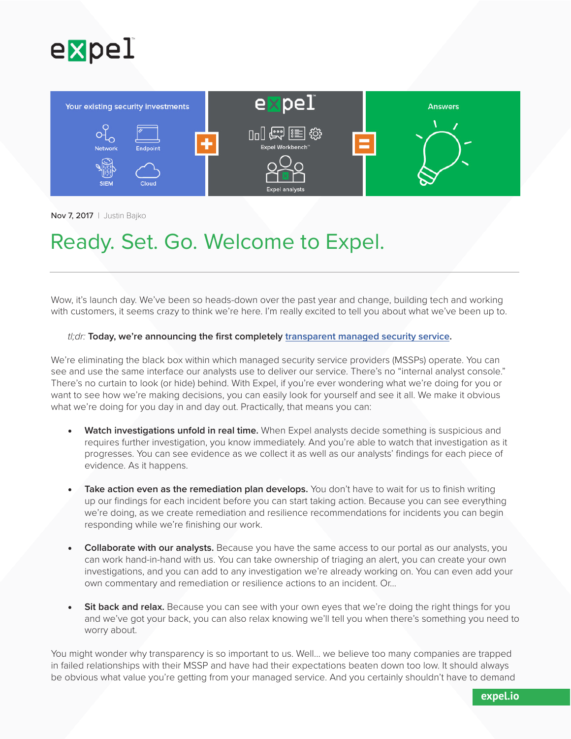Nov 7, 2017 | Justin Bajko

# Ready. Set. Go. Welcome to Expel.

Wow, it's launch day. We've been so heads-down over the past year and change, building tech and working with customers, it seems crazy to think we're here. I'm really excited to tell you about what we've been up to.

> *tl;dr:* **Today, we're announcing the first completely transparent managed security service.**

We're eliminating the black box within which managed security service providers (MSSPs) operate. You can see and use the same interface our analysts use to deliver our service. There's no "internal analyst console." There's no curtain to look (or hide) behind. With Expel, if you're ever wondering what we're doing for you or want to see how we're making decisions, you can easily look for yourself and see it all. We make it obvious what we're doing for you day in and day out. Practically, that means you can:

- **Watch investigations unfold in real time.** When Expel analysts decide something is suspicious and requires further investigation, you know immediately. And you're able to watch that investigation as it progresses. You can see evidence as we collect it as well as our analysts' findings for each piece of evidence. As it happens.

- **Take action even as the remediation plan develops.** You don't have to wait for us to finish writing up our findings for each incident before you can start taking action. Because you can see everything we're doing, as we create remediation and resilience recommendations for incidents you can begin responding while we're finishing our work.

- **Collaborate with our analysts.** Because you have the same access to our portal as our analysts, you can work hand-in-hand with us. You can take ownership of triaging an alert, you can create your own investigations, and you can add to any investigation we're already working on. You can even add your own commentary and remediation or resilience actions to an incident. Or…

- **Sit back and relax.** Because you can see with your own eyes that we're doing the right things for you and we've got your back, you can also relax knowing we'll tell you when there's something you need to worry about.

You might wonder why transparency is so important to us. Well… we believe too many companies are trapped in failed relationships with their MSSP and have had their expectations beaten down too low. It should always be obvious what value you're getting from your managed service. And you certainly shouldn't have to demand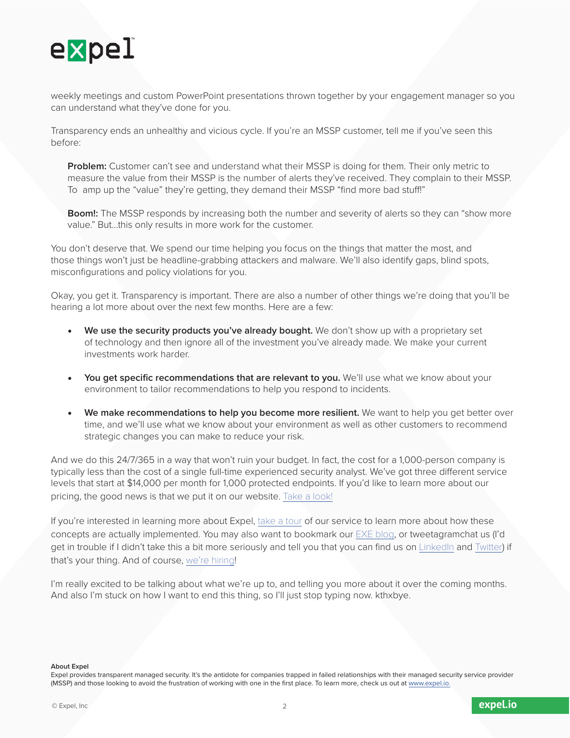weekly meetings and custom PowerPoint presentations thrown together by your engagement manager so you can understand what they've done for you.

Transparency ends an unhealthy and vicious cycle. If you're an MSSP customer, tell me if you've seen this before:

> **Problem:** Customer can't see and understand what their MSSP is doing for them. Their only metric to measure the value from their MSSP is the number of alerts they've received. They complain to their MSSP. To amp up the "value" they're getting, they demand their MSSP "find more bad stuff!"
>
> **Boom!:** The MSSP responds by increasing both the number and severity of alerts so they can "show more value." But…this only results in more work for the customer.

You don't deserve that. We spend our time helping you focus on the things that matter the most, and those things won't just be headline-grabbing attackers and malware. We'll also identify gaps, blind spots, misconfigurations and policy violations for you.

Okay, you get it. Transparency is important. There are also a number of other things we're doing that you'll be hearing a lot more about over the next few months. Here are a few:

- **We use the security products you've already bought.** We don't show up with a proprietary set of technology and then ignore all of the investment you've already made. We make your current investments work harder.
- **You get specific recommendations that are relevant to you.** We'll use what we know about your environment to tailor recommendations to help you respond to incidents.
- **We make recommendations to help you become more resilient.** We want to help you get better over time, and we'll use what we know about your environment as well as other customers to recommend strategic changes you can make to reduce your risk.

And we do this 24/7/365 in a way that won't ruin your budget. In fact, the cost for a 1,000-person company is typically less than the cost of a single full-time experienced security analyst. We've got three different service levels that start at $14,000 per month for 1,000 protected endpoints. If you'd like to learn more about our pricing, the good news is that we put it on our website. Take a look!

If you're interested in learning more about Expel, take a tour of our service to learn more about how these concepts are actually implemented. You may also want to bookmark our EXE blog, or tweetagramchat us (I'd get in trouble if I didn't take this a bit more seriously and tell you that you can find us on LinkedIn and Twitter) if that's your thing. And of course, we're hiring!

I'm really excited to be talking about what we're up to, and telling you more about it over the coming months. And also I'm stuck on how I want to end this thing, so I'll just stop typing now. kthxbye.

**About Expel**

Expel provides transparent managed security. It's the antidote for companies trapped in failed relationships with their managed security service provider (MSSP) and those looking to avoid the frustration of working with one in the first place. To learn more, check us out at www.expel.io.